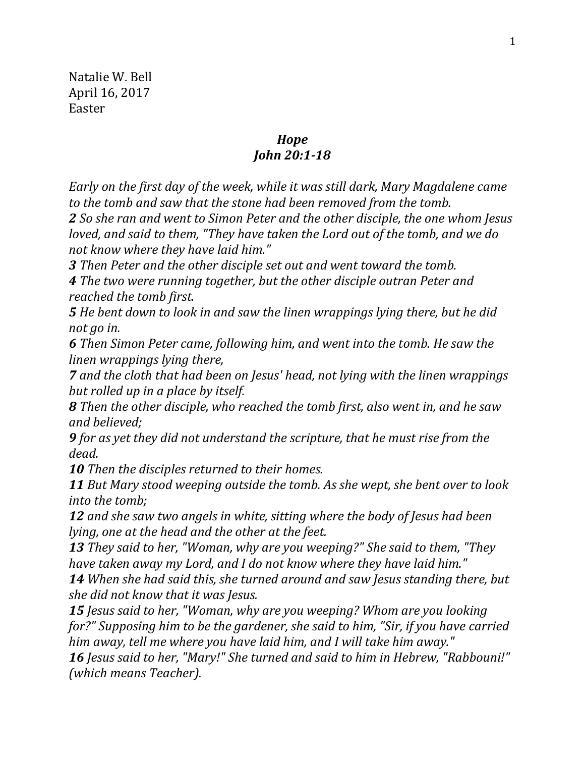Natalie W. Bell
April 16, 2017
Easter

## *Hope*
## *John 20:1-18*

*Early on the first day of the week, while it was still dark, Mary Magdalene came to the tomb and saw that the stone had been removed from the tomb.*
***2*** *So she ran and went to Simon Peter and the other disciple, the one whom Jesus loved, and said to them, "They have taken the Lord out of the tomb, and we do not know where they have laid him."*
***3*** *Then Peter and the other disciple set out and went toward the tomb.*
***4*** *The two were running together, but the other disciple outran Peter and reached the tomb first.*
***5*** *He bent down to look in and saw the linen wrappings lying there, but he did not go in.*
***6*** *Then Simon Peter came, following him, and went into the tomb. He saw the linen wrappings lying there,*
***7*** *and the cloth that had been on Jesus' head, not lying with the linen wrappings but rolled up in a place by itself.*
***8*** *Then the other disciple, who reached the tomb first, also went in, and he saw and believed;*
***9*** *for as yet they did not understand the scripture, that he must rise from the dead.*
***10*** *Then the disciples returned to their homes.*
***11*** *But Mary stood weeping outside the tomb. As she wept, she bent over to look into the tomb;*
***12*** *and she saw two angels in white, sitting where the body of Jesus had been lying, one at the head and the other at the feet.*
***13*** *They said to her, "Woman, why are you weeping?" She said to them, "They have taken away my Lord, and I do not know where they have laid him."*
***14*** *When she had said this, she turned around and saw Jesus standing there, but she did not know that it was Jesus.*
***15*** *Jesus said to her, "Woman, why are you weeping? Whom are you looking for?" Supposing him to be the gardener, she said to him, "Sir, if you have carried him away, tell me where you have laid him, and I will take him away."*
***16*** *Jesus said to her, "Mary!" She turned and said to him in Hebrew, "Rabbouni!" (which means Teacher).*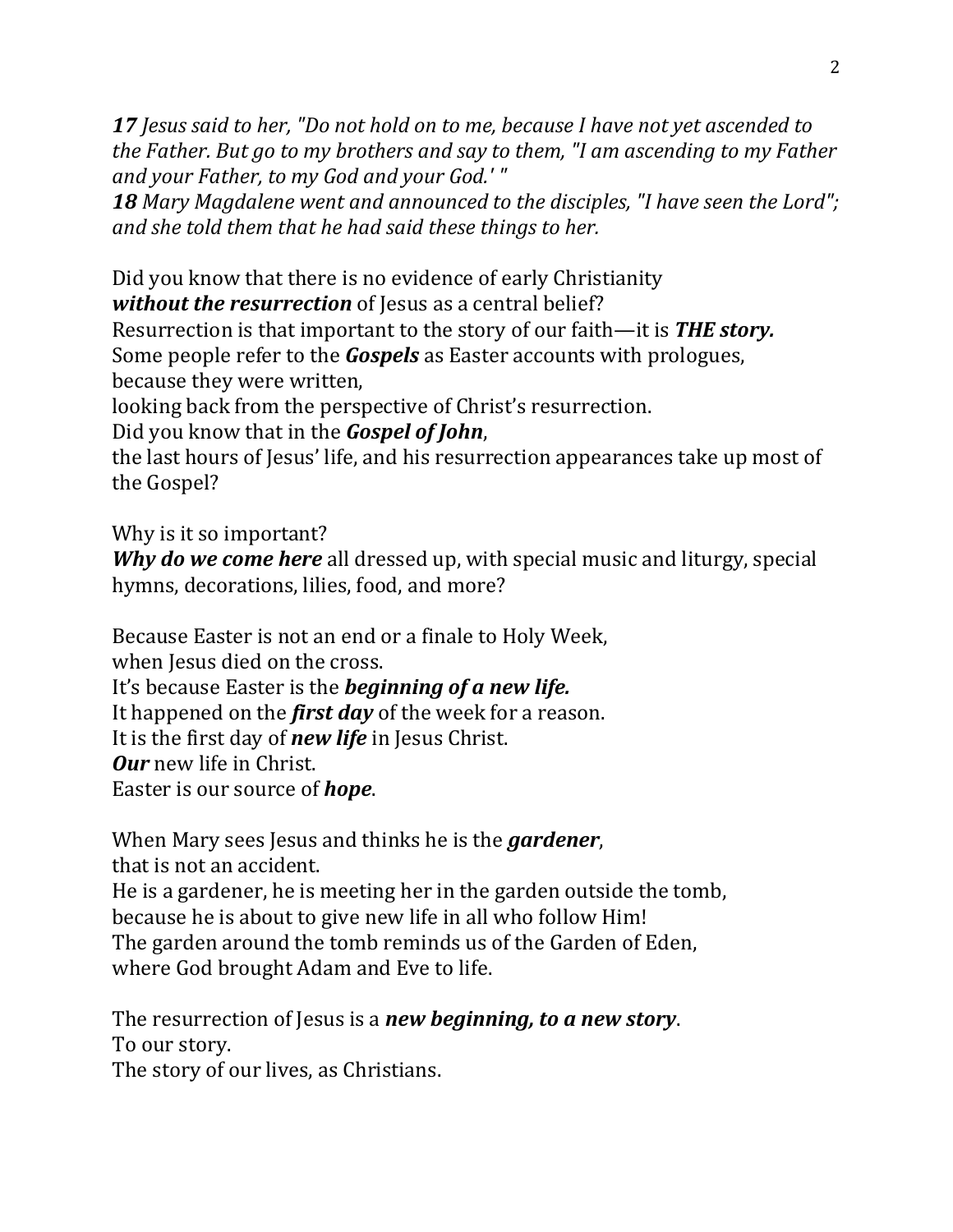***17** Jesus said to her, "Do not hold on to me, because I have not yet ascended to the Father. But go to my brothers and say to them, "I am ascending to my Father and your Father, to my God and your God.' "*
***18** Mary Magdalene went and announced to the disciples, "I have seen the Lord"; and she told them that he had said these things to her.*

Did you know that there is no evidence of early Christianity
***without the resurrection*** of Jesus as a central belief?
Resurrection is that important to the story of our faith—it is ***THE story.***
Some people refer to the ***Gospels*** as Easter accounts with prologues,
because they were written,
looking back from the perspective of Christ's resurrection.
Did you know that in the ***Gospel of John***,
the last hours of Jesus' life, and his resurrection appearances take up most of the Gospel?

Why is it so important?
***Why do we come here*** all dressed up, with special music and liturgy, special hymns, decorations, lilies, food, and more?

Because Easter is not an end or a finale to Holy Week,
when Jesus died on the cross.
It's because Easter is the ***beginning of a new life.***
It happened on the ***first day*** of the week for a reason.
It is the first day of ***new life*** in Jesus Christ.
***Our*** new life in Christ.
Easter is our source of ***hope***.

When Mary sees Jesus and thinks he is the ***gardener***,
that is not an accident.
He is a gardener, he is meeting her in the garden outside the tomb,
because he is about to give new life in all who follow Him!
The garden around the tomb reminds us of the Garden of Eden,
where God brought Adam and Eve to life.

The resurrection of Jesus is a ***new beginning, to a new story***.
To our story.
The story of our lives, as Christians.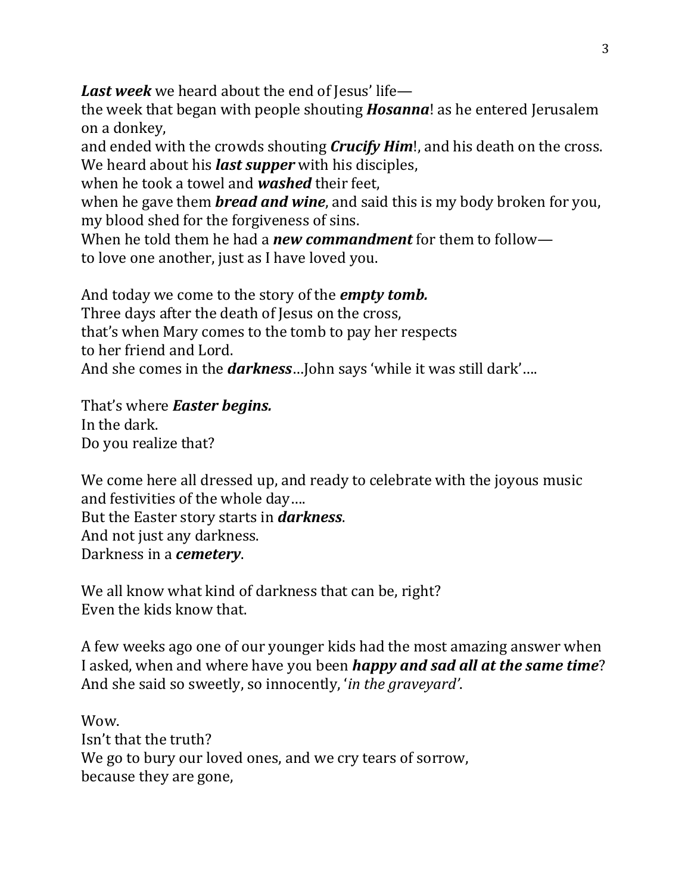***Last week*** we heard about the end of Jesus' life—
the week that began with people shouting ***Hosanna***! as he entered Jerusalem on a donkey,
and ended with the crowds shouting ***Crucify Him***!, and his death on the cross.
We heard about his ***last supper*** with his disciples,
when he took a towel and ***washed*** their feet,
when he gave them ***bread and wine***, and said this is my body broken for you, my blood shed for the forgiveness of sins.
When he told them he had a ***new commandment*** for them to follow—
to love one another, just as I have loved you.

And today we come to the story of the ***empty tomb.***
Three days after the death of Jesus on the cross,
that's when Mary comes to the tomb to pay her respects
to her friend and Lord.
And she comes in the ***darkness***…John says 'while it was still dark'….

That's where ***Easter begins.***
In the dark.
Do you realize that?

We come here all dressed up, and ready to celebrate with the joyous music and festivities of the whole day….
But the Easter story starts in ***darkness***.
And not just any darkness.
Darkness in a ***cemetery***.

We all know what kind of darkness that can be, right?
Even the kids know that.

A few weeks ago one of our younger kids had the most amazing answer when I asked, when and where have you been ***happy and sad all at the same time***?
And she said so sweetly, so innocently, '*in the graveyard'*.

Wow.
Isn't that the truth?
We go to bury our loved ones, and we cry tears of sorrow,
because they are gone,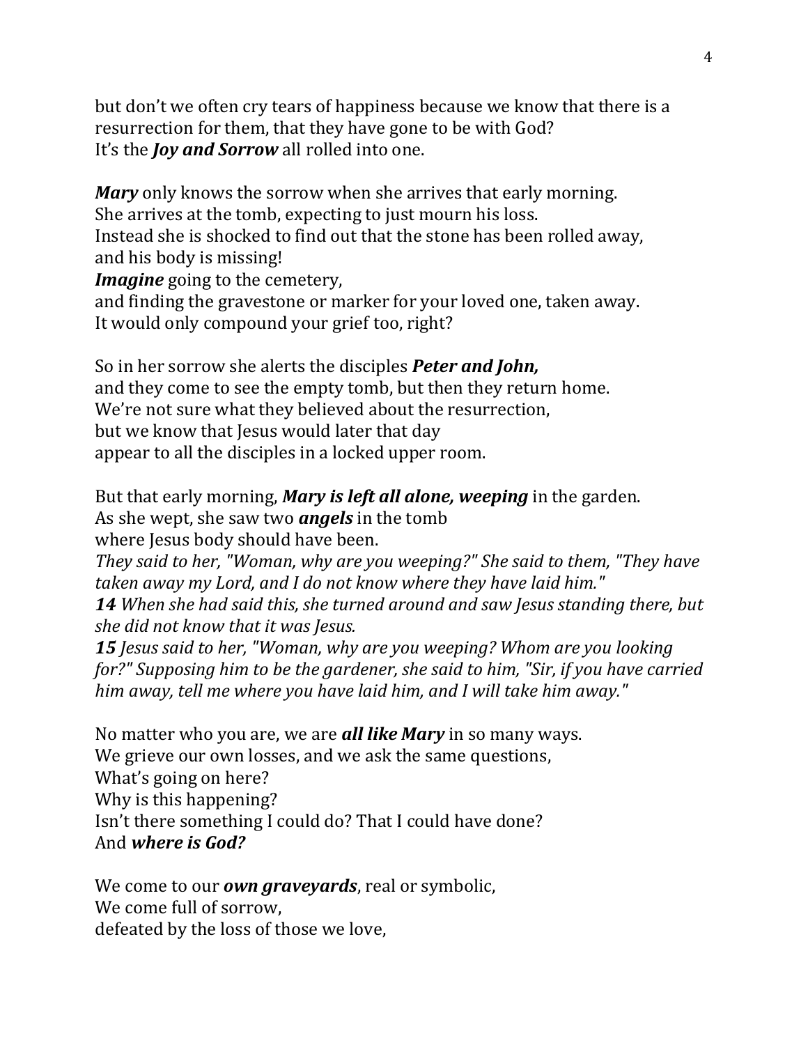but don't we often cry tears of happiness because we know that there is a resurrection for them, that they have gone to be with God?
It's the ***Joy and Sorrow*** all rolled into one.

***Mary*** only knows the sorrow when she arrives that early morning.
She arrives at the tomb, expecting to just mourn his loss.
Instead she is shocked to find out that the stone has been rolled away, and his body is missing!
***Imagine*** going to the cemetery,
and finding the gravestone or marker for your loved one, taken away.
It would only compound your grief too, right?

So in her sorrow she alerts the disciples ***Peter and John,***
and they come to see the empty tomb, but then they return home.
We're not sure what they believed about the resurrection,
but we know that Jesus would later that day
appear to all the disciples in a locked upper room.

But that early morning, ***Mary is left all alone, weeping*** in the garden.
As she wept, she saw two ***angels*** in the tomb
where Jesus body should have been.
*They said to her, "Woman, why are you weeping?" She said to them, "They have taken away my Lord, and I do not know where they have laid him."*
***14*** *When she had said this, she turned around and saw Jesus standing there, but she did not know that it was Jesus.*
***15*** *Jesus said to her, "Woman, why are you weeping? Whom are you looking for?" Supposing him to be the gardener, she said to him, "Sir, if you have carried him away, tell me where you have laid him, and I will take him away."*

No matter who you are, we are ***all like Mary*** in so many ways.
We grieve our own losses, and we ask the same questions,
What's going on here?
Why is this happening?
Isn't there something I could do? That I could have done?
And ***where is God?***

We come to our ***own graveyards***, real or symbolic,
We come full of sorrow,
defeated by the loss of those we love,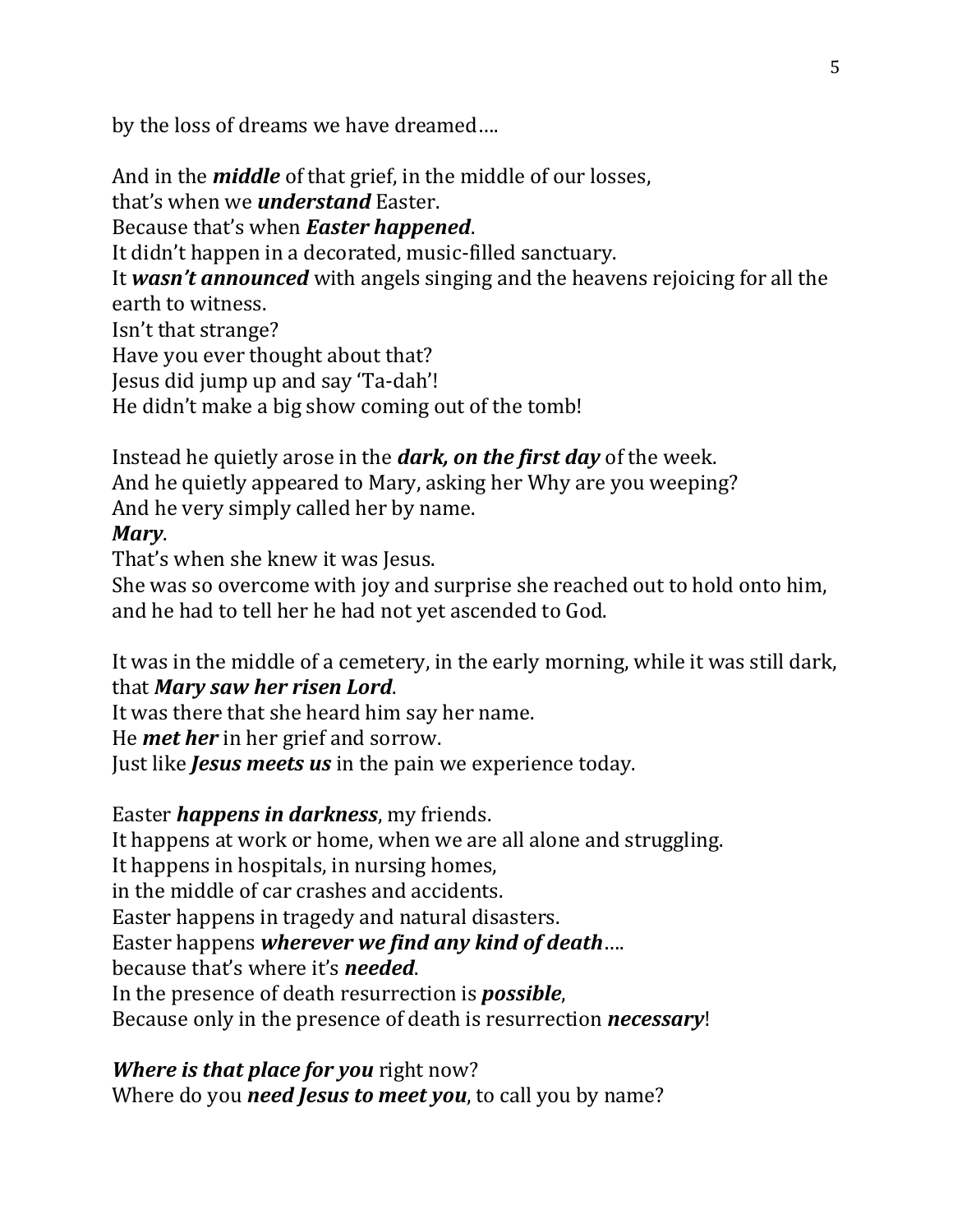by the loss of dreams we have dreamed….

And in the ***middle*** of that grief, in the middle of our losses,  
that's when we ***understand*** Easter.  
Because that's when ***Easter happened***.  
It didn't happen in a decorated, music-filled sanctuary.  
It ***wasn't announced*** with angels singing and the heavens rejoicing for all the earth to witness.  
Isn't that strange?  
Have you ever thought about that?  
Jesus did jump up and say 'Ta-dah'!  
He didn't make a big show coming out of the tomb!

Instead he quietly arose in the ***dark, on the first day*** of the week.  
And he quietly appeared to Mary, asking her Why are you weeping?  
And he very simply called her by name.  
***Mary***.  
That's when she knew it was Jesus.  
She was so overcome with joy and surprise she reached out to hold onto him, and he had to tell her he had not yet ascended to God.

It was in the middle of a cemetery, in the early morning, while it was still dark, that ***Mary saw her risen Lord***.  
It was there that she heard him say her name.  
He ***met her*** in her grief and sorrow.  
Just like ***Jesus meets us*** in the pain we experience today.

Easter ***happens in darkness***, my friends.  
It happens at work or home, when we are all alone and struggling.  
It happens in hospitals, in nursing homes,  
in the middle of car crashes and accidents.  
Easter happens in tragedy and natural disasters.  
Easter happens ***wherever we find any kind of death***….  
because that's where it's ***needed***.  
In the presence of death resurrection is ***possible***,  
Because only in the presence of death is resurrection ***necessary***!

***Where is that place for you*** right now?  
Where do you ***need Jesus to meet you***, to call you by name?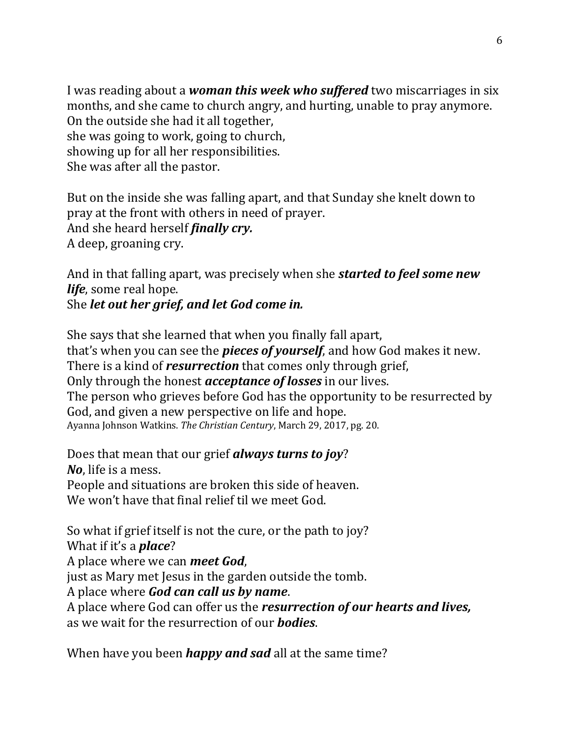I was reading about a ***woman this week who suffered*** two miscarriages in six months, and she came to church angry, and hurting, unable to pray anymore.
On the outside she had it all together,
she was going to work, going to church,
showing up for all her responsibilities.
She was after all the pastor.

But on the inside she was falling apart, and that Sunday she knelt down to pray at the front with others in need of prayer.
And she heard herself ***finally cry.***
A deep, groaning cry.

And in that falling apart, was precisely when she ***started to feel some new life***, some real hope.
She ***let out her grief, and let God come in.***

She says that she learned that when you finally fall apart,
that's when you can see the ***pieces of yourself***, and how God makes it new.
There is a kind of ***resurrection*** that comes only through grief,
Only through the honest ***acceptance of losses*** in our lives.
The person who grieves before God has the opportunity to be resurrected by God, and given a new perspective on life and hope.
Ayanna Johnson Watkins. *The Christian Century*, March 29, 2017, pg. 20.

Does that mean that our grief ***always turns to joy***?
***No***, life is a mess.
People and situations are broken this side of heaven.
We won't have that final relief til we meet God.

So what if grief itself is not the cure, or the path to joy?
What if it's a ***place***?
A place where we can ***meet God***,
just as Mary met Jesus in the garden outside the tomb.
A place where ***God can call us by name***.
A place where God can offer us the ***resurrection of our hearts and lives,***
as we wait for the resurrection of our ***bodies***.

When have you been ***happy and sad*** all at the same time?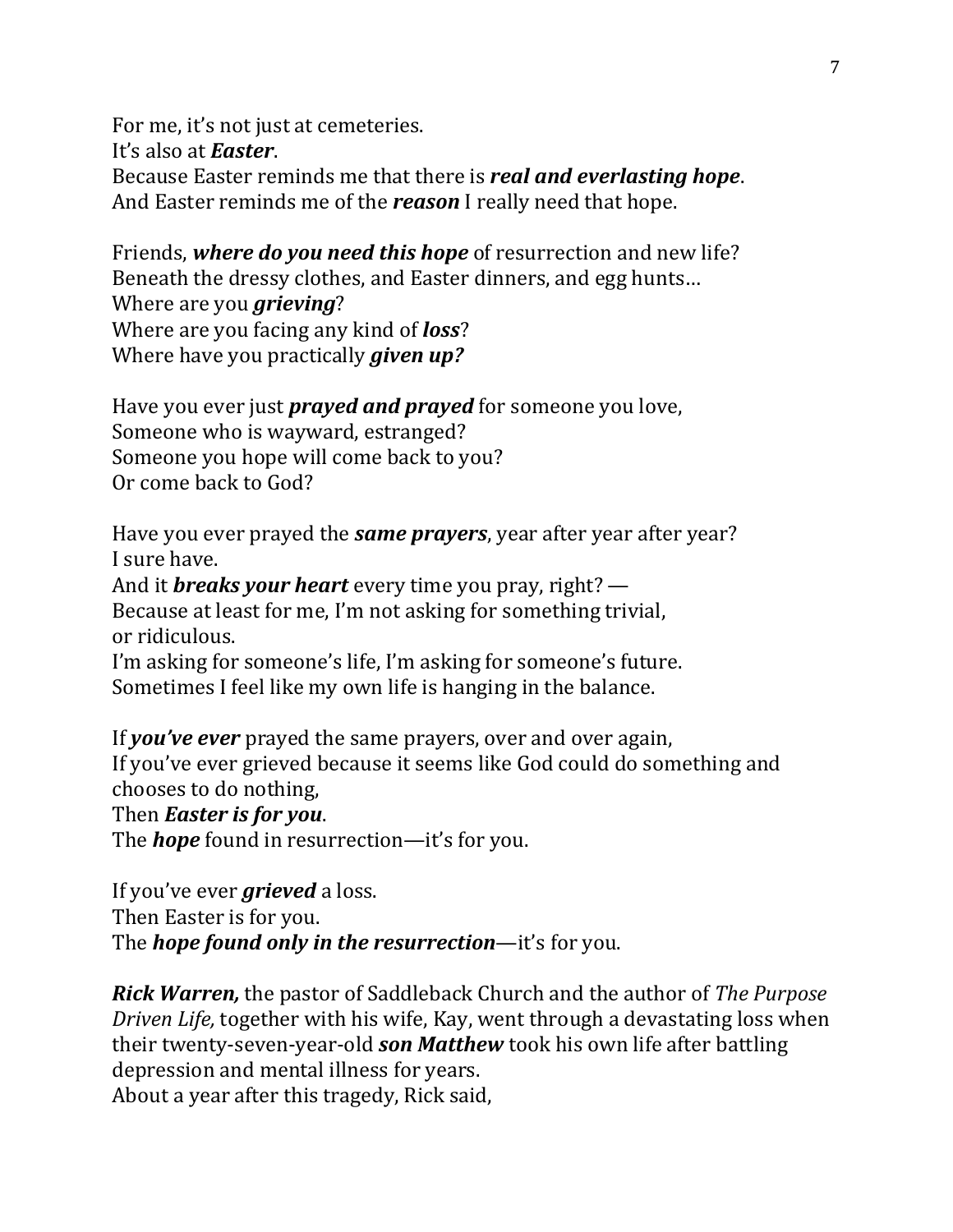For me, it's not just at cemeteries.  
It's also at ***Easter***.  
Because Easter reminds me that there is ***real and everlasting hope***.  
And Easter reminds me of the ***reason*** I really need that hope.

Friends, ***where do you need this hope*** of resurrection and new life?  
Beneath the dressy clothes, and Easter dinners, and egg hunts…  
Where are you ***grieving***?  
Where are you facing any kind of ***loss***?  
Where have you practically ***given up?***

Have you ever just ***prayed and prayed*** for someone you love,  
Someone who is wayward, estranged?  
Someone you hope will come back to you?  
Or come back to God?

Have you ever prayed the ***same prayers***, year after year after year?  
I sure have.  
And it ***breaks your heart*** every time you pray, right? —  
Because at least for me, I'm not asking for something trivial,  
or ridiculous.  
I'm asking for someone's life, I'm asking for someone's future.  
Sometimes I feel like my own life is hanging in the balance.

If ***you've ever*** prayed the same prayers, over and over again,  
If you've ever grieved because it seems like God could do something and chooses to do nothing,  
Then ***Easter is for you***.  
The ***hope*** found in resurrection—it's for you.

If you've ever ***grieved*** a loss.  
Then Easter is for you.  
The ***hope found only in the resurrection***—it's for you.

***Rick Warren,*** the pastor of Saddleback Church and the author of *The Purpose Driven Life,* together with his wife, Kay, went through a devastating loss when their twenty-seven-year-old ***son Matthew*** took his own life after battling depression and mental illness for years.  
About a year after this tragedy, Rick said,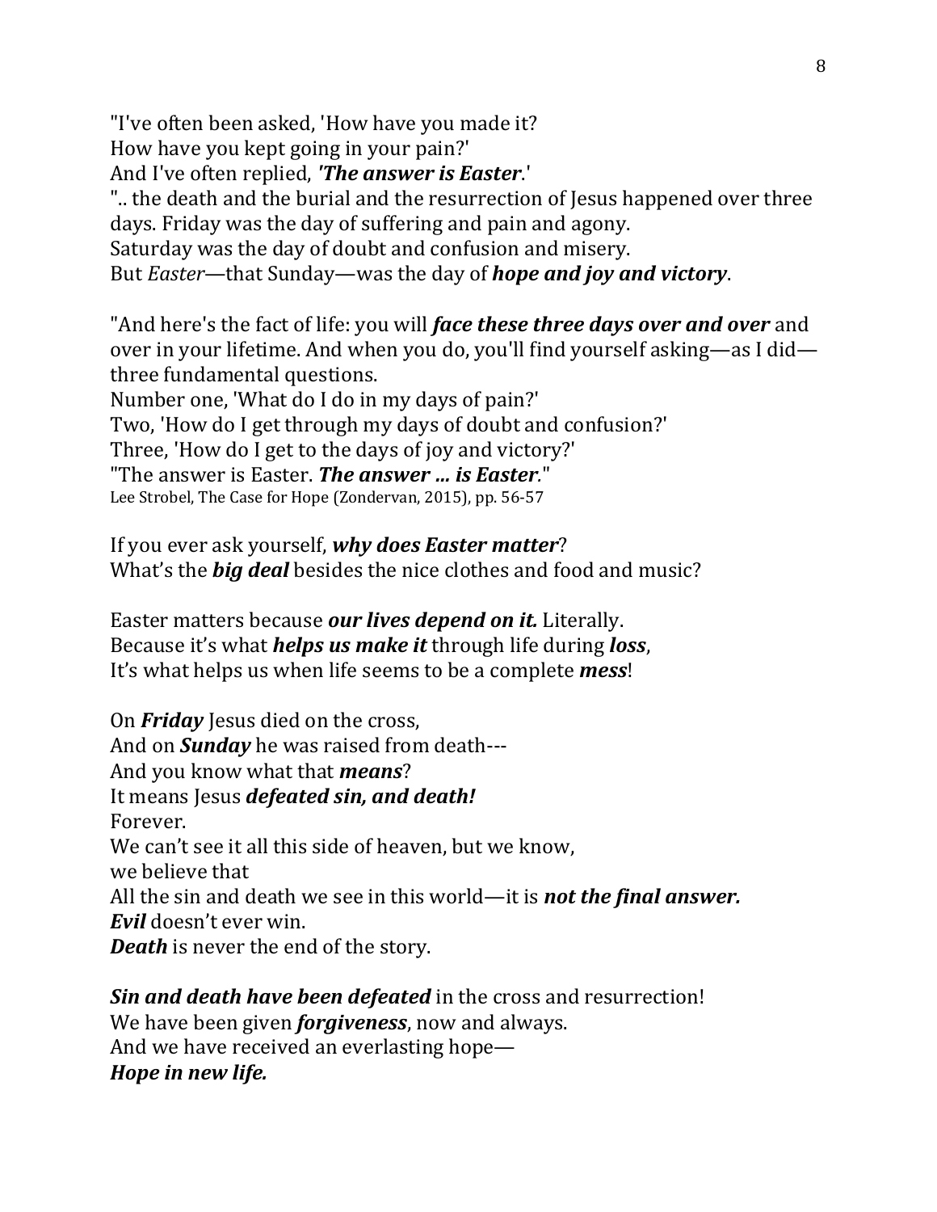"I've often been asked, 'How have you made it?
How have you kept going in your pain?'
And I've often replied, ***'The answer is Easter***.'
".. the death and the burial and the resurrection of Jesus happened over three days. Friday was the day of suffering and pain and agony.
Saturday was the day of doubt and confusion and misery.
But *Easter*—that Sunday—was the day of ***hope and joy and victory***.

"And here's the fact of life: you will ***face these three days over and over*** and over in your lifetime. And when you do, you'll find yourself asking—as I did—three fundamental questions.
Number one, 'What do I do in my days of pain?'
Two, 'How do I get through my days of doubt and confusion?'
Three, 'How do I get to the days of joy and victory?'
"The answer is Easter. ***The answer ... is Easter***."
Lee Strobel, The Case for Hope (Zondervan, 2015), pp. 56-57

If you ever ask yourself, ***why does Easter matter***?
What's the ***big deal*** besides the nice clothes and food and music?

Easter matters because ***our lives depend on it.*** Literally.
Because it's what ***helps us make it*** through life during ***loss***,
It's what helps us when life seems to be a complete ***mess***!

On ***Friday*** Jesus died on the cross,
And on ***Sunday*** he was raised from death---
And you know what that ***means***?
It means Jesus ***defeated sin, and death!***
Forever.
We can't see it all this side of heaven, but we know,
we believe that
All the sin and death we see in this world—it is ***not the final answer.***
***Evil*** doesn't ever win.
***Death*** is never the end of the story.

***Sin and death have been defeated*** in the cross and resurrection!
We have been given ***forgiveness***, now and always.
And we have received an everlasting hope—
***Hope in new life.***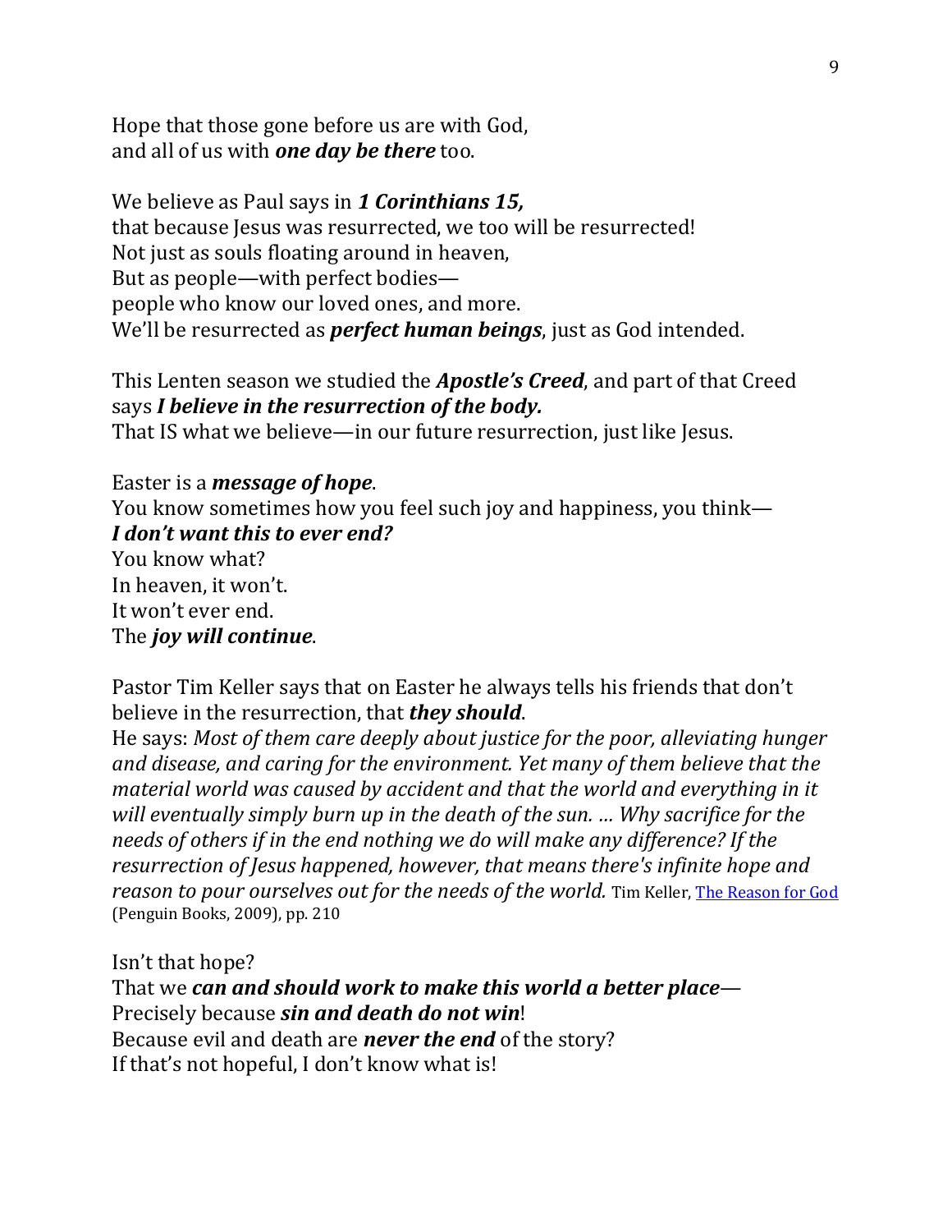Hope that those gone before us are with God,
and all of us with ***one day be there*** too.

We believe as Paul says in ***1 Corinthians 15,***
that because Jesus was resurrected, we too will be resurrected!
Not just as souls floating around in heaven,
But as people—with perfect bodies—
people who know our loved ones, and more.
We'll be resurrected as ***perfect human beings***, just as God intended.

This Lenten season we studied the ***Apostle's Creed***, and part of that Creed says ***I believe in the resurrection of the body.***
That IS what we believe—in our future resurrection, just like Jesus.

Easter is a ***message of hope***.
You know sometimes how you feel such joy and happiness, you think—
***I don't want this to ever end?***
You know what?
In heaven, it won't.
It won't ever end.
The ***joy will continue***.

Pastor Tim Keller says that on Easter he always tells his friends that don't believe in the resurrection, that ***they should***.
He says: *Most of them care deeply about justice for the poor, alleviating hunger and disease, and caring for the environment. Yet many of them believe that the material world was caused by accident and that the world and everything in it will eventually simply burn up in the death of the sun. … Why sacrifice for the needs of others if in the end nothing we do will make any difference? If the resurrection of Jesus happened, however, that means there's infinite hope and reason to pour ourselves out for the needs of the world.* Tim Keller, The Reason for God (Penguin Books, 2009), pp. 210

Isn't that hope?
That we ***can and should work to make this world a better place***—
Precisely because ***sin and death do not win***!
Because evil and death are ***never the end*** of the story?
If that's not hopeful, I don't know what is!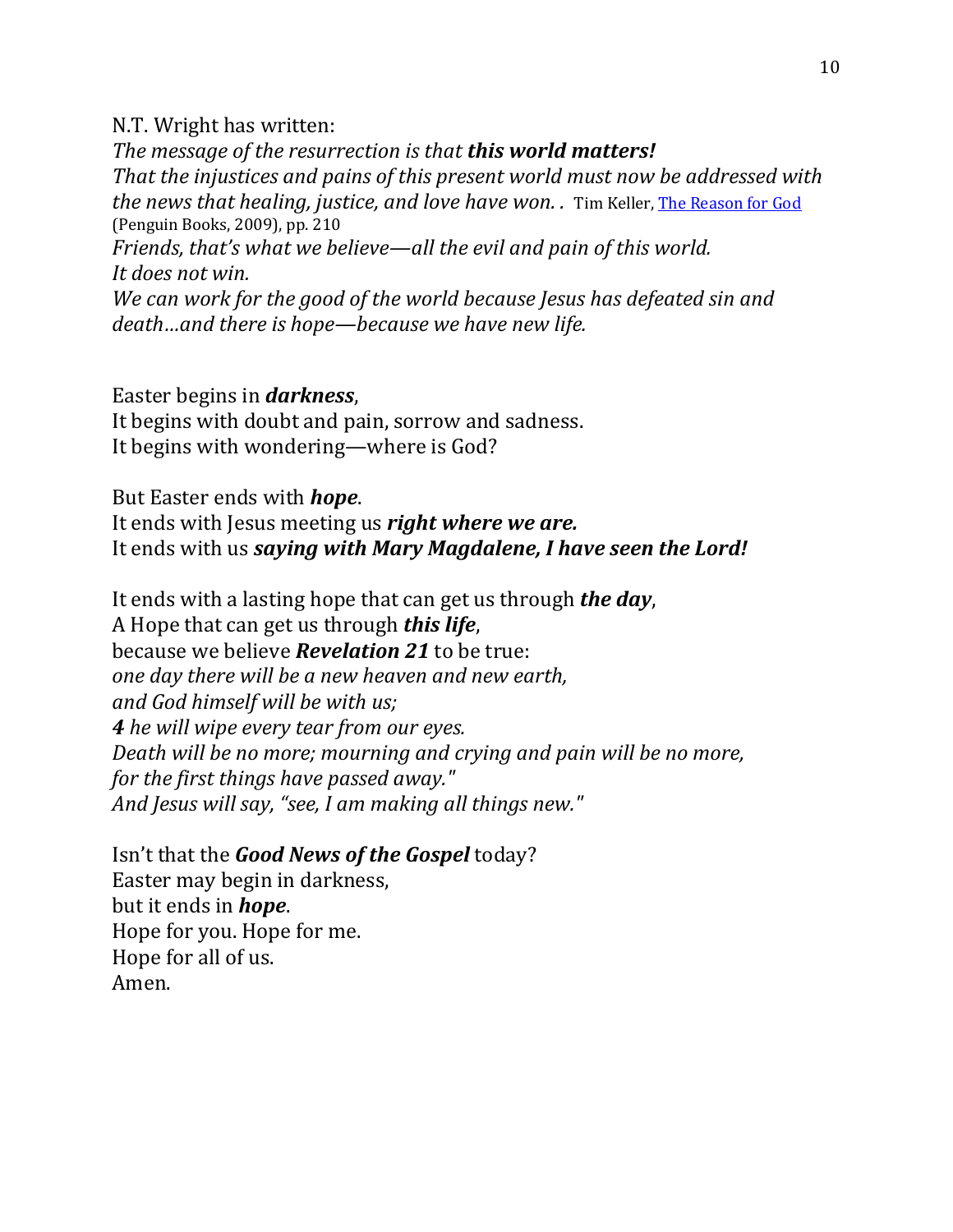N.T. Wright has written:
*The message of the resurrection is that* ***this world matters!***
*That the injustices and pains of this present world must now be addressed with the news that healing, justice, and love have won. .* Tim Keller, The Reason for God (Penguin Books, 2009), pp. 210
*Friends, that's what we believe—all the evil and pain of this world.*
*It does not win.*
*We can work for the good of the world because Jesus has defeated sin and death…and there is hope—because we have new life.*

Easter begins in ***darkness***,
It begins with doubt and pain, sorrow and sadness.
It begins with wondering—where is God?

But Easter ends with ***hope***.
It ends with Jesus meeting us ***right where we are.***
It ends with us ***saying with Mary Magdalene, I have seen the Lord!***

It ends with a lasting hope that can get us through ***the day***,
A Hope that can get us through ***this life***,
because we believe ***Revelation 21*** to be true:
*one day there will be a new heaven and new earth,*
*and God himself will be with us;*
***4*** *he will wipe every tear from our eyes.*
*Death will be no more; mourning and crying and pain will be no more,*
*for the first things have passed away."*
*And Jesus will say, "see, I am making all things new."*

Isn't that the ***Good News of the Gospel*** today?
Easter may begin in darkness,
but it ends in ***hope***.
Hope for you. Hope for me.
Hope for all of us.
Amen.